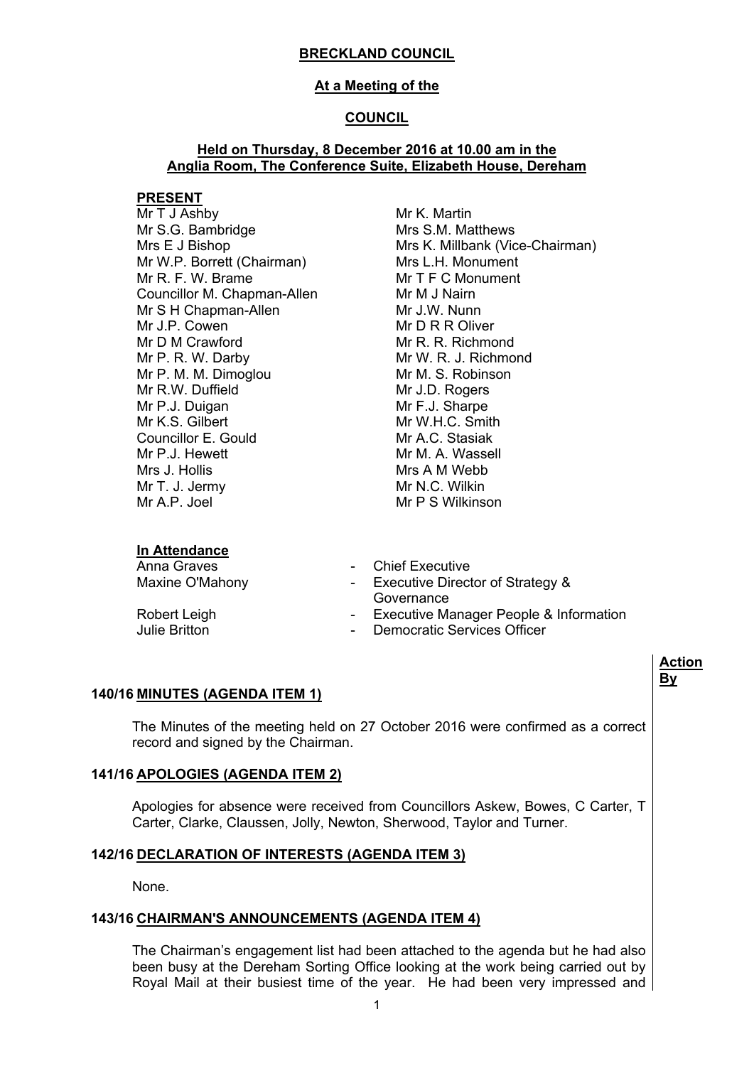# BRECKLAND COUNCIL

## At a Meeting of the

## COUNCIL

### Held on Thursday, 8 December 2016 at 10.00 am in the Anglia Room, The Conference Suite, Elizabeth House, Dereham

**PRESENT**

Mr T J Ashby
Mr S.G. Bambridge
Mrs E J Bishop
Mr W.P. Borrett (Chairman)
Mr R. F. W. Brame
Councillor M. Chapman-Allen
Mr S H Chapman-Allen
Mr J.P. Cowen
Mr D M Crawford
Mr P. R. W. Darby
Mr P. M. M. Dimoglou
Mr R.W. Duffield
Mr P.J. Duigan
Mr K.S. Gilbert
Councillor E. Gould
Mr P.J. Hewett
Mrs J. Hollis
Mr T. J. Jermy
Mr A.P. Joel
Mr K. Martin
Mrs S.M. Matthews
Mrs K. Millbank (Vice-Chairman)
Mrs L.H. Monument
Mr T F C Monument
Mr M J Nairn
Mr J.W. Nunn
Mr D R R Oliver
Mr R. R. Richmond
Mr W. R. J. Richmond
Mr M. S. Robinson
Mr J.D. Rogers
Mr F.J. Sharpe
Mr W.H.C. Smith
Mr A.C. Stasiak
Mr M. A. Wassell
Mrs A M Webb
Mr N.C. Wilkin
Mr P S Wilkinson

**In Attendance**

Anna Graves - Chief Executive
Maxine O'Mahony - Executive Director of Strategy & Governance
Robert Leigh - Executive Manager People & Information
Julie Britton - Democratic Services Officer

**Action By**

**140/16 MINUTES (AGENDA ITEM 1)**

The Minutes of the meeting held on 27 October 2016 were confirmed as a correct record and signed by the Chairman.

**141/16 APOLOGIES (AGENDA ITEM 2)**

Apologies for absence were received from Councillors Askew, Bowes, C Carter, T Carter, Clarke, Claussen, Jolly, Newton, Sherwood, Taylor and Turner.

**142/16 DECLARATION OF INTERESTS (AGENDA ITEM 3)**

None.

**143/16 CHAIRMAN'S ANNOUNCEMENTS (AGENDA ITEM 4)**

The Chairman's engagement list had been attached to the agenda but he had also been busy at the Dereham Sorting Office looking at the work being carried out by Royal Mail at their busiest time of the year. He had been very impressed and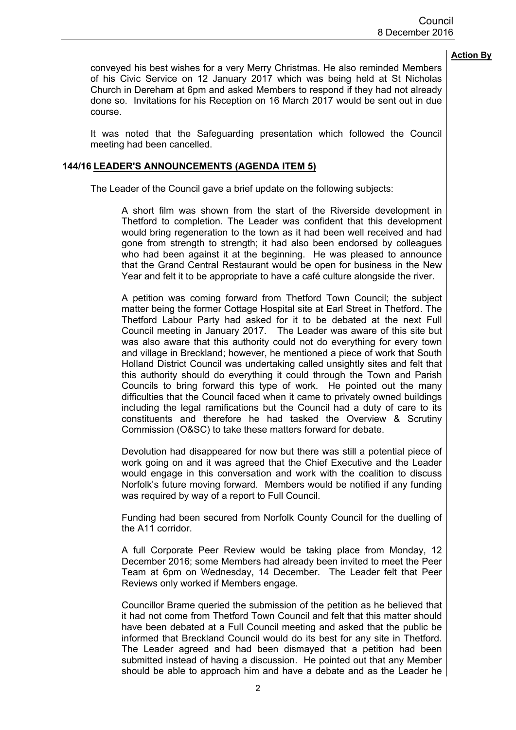**Action By**

conveyed his best wishes for a very Merry Christmas. He also reminded Members of his Civic Service on 12 January 2017 which was being held at St Nicholas Church in Dereham at 6pm and asked Members to respond if they had not already done so. Invitations for his Reception on 16 March 2017 would be sent out in due course.

It was noted that the Safeguarding presentation which followed the Council meeting had been cancelled.

## 144/16 LEADER'S ANNOUNCEMENTS (AGENDA ITEM 5)

The Leader of the Council gave a brief update on the following subjects:

A short film was shown from the start of the Riverside development in Thetford to completion. The Leader was confident that this development would bring regeneration to the town as it had been well received and had gone from strength to strength; it had also been endorsed by colleagues who had been against it at the beginning. He was pleased to announce that the Grand Central Restaurant would be open for business in the New Year and felt it to be appropriate to have a café culture alongside the river.

A petition was coming forward from Thetford Town Council; the subject matter being the former Cottage Hospital site at Earl Street in Thetford. The Thetford Labour Party had asked for it to be debated at the next Full Council meeting in January 2017. The Leader was aware of this site but was also aware that this authority could not do everything for every town and village in Breckland; however, he mentioned a piece of work that South Holland District Council was undertaking called unsightly sites and felt that this authority should do everything it could through the Town and Parish Councils to bring forward this type of work. He pointed out the many difficulties that the Council faced when it came to privately owned buildings including the legal ramifications but the Council had a duty of care to its constituents and therefore he had tasked the Overview & Scrutiny Commission (O&SC) to take these matters forward for debate.

Devolution had disappeared for now but there was still a potential piece of work going on and it was agreed that the Chief Executive and the Leader would engage in this conversation and work with the coalition to discuss Norfolk's future moving forward. Members would be notified if any funding was required by way of a report to Full Council.

Funding had been secured from Norfolk County Council for the duelling of the A11 corridor.

A full Corporate Peer Review would be taking place from Monday, 12 December 2016; some Members had already been invited to meet the Peer Team at 6pm on Wednesday, 14 December. The Leader felt that Peer Reviews only worked if Members engage.

Councillor Brame queried the submission of the petition as he believed that it had not come from Thetford Town Council and felt that this matter should have been debated at a Full Council meeting and asked that the public be informed that Breckland Council would do its best for any site in Thetford. The Leader agreed and had been dismayed that a petition had been submitted instead of having a discussion. He pointed out that any Member should be able to approach him and have a debate and as the Leader he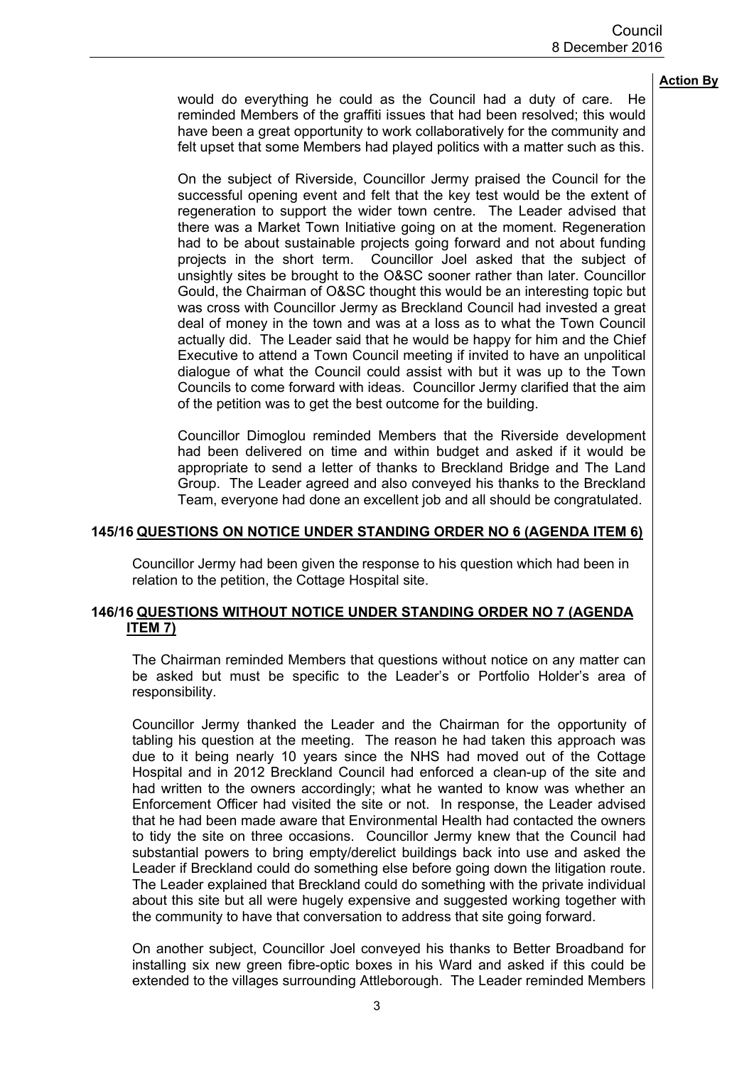**Action By**

would do everything he could as the Council had a duty of care. He reminded Members of the graffiti issues that had been resolved; this would have been a great opportunity to work collaboratively for the community and felt upset that some Members had played politics with a matter such as this.

On the subject of Riverside, Councillor Jermy praised the Council for the successful opening event and felt that the key test would be the extent of regeneration to support the wider town centre. The Leader advised that there was a Market Town Initiative going on at the moment. Regeneration had to be about sustainable projects going forward and not about funding projects in the short term. Councillor Joel asked that the subject of unsightly sites be brought to the O&SC sooner rather than later. Councillor Gould, the Chairman of O&SC thought this would be an interesting topic but was cross with Councillor Jermy as Breckland Council had invested a great deal of money in the town and was at a loss as to what the Town Council actually did. The Leader said that he would be happy for him and the Chief Executive to attend a Town Council meeting if invited to have an unpolitical dialogue of what the Council could assist with but it was up to the Town Councils to come forward with ideas. Councillor Jermy clarified that the aim of the petition was to get the best outcome for the building.

Councillor Dimoglou reminded Members that the Riverside development had been delivered on time and within budget and asked if it would be appropriate to send a letter of thanks to Breckland Bridge and The Land Group. The Leader agreed and also conveyed his thanks to the Breckland Team, everyone had done an excellent job and all should be congratulated.

## 145/16 QUESTIONS ON NOTICE UNDER STANDING ORDER NO 6 (AGENDA ITEM 6)

Councillor Jermy had been given the response to his question which had been in relation to the petition, the Cottage Hospital site.

## 146/16 QUESTIONS WITHOUT NOTICE UNDER STANDING ORDER NO 7 (AGENDA ITEM 7)

The Chairman reminded Members that questions without notice on any matter can be asked but must be specific to the Leader's or Portfolio Holder's area of responsibility.

Councillor Jermy thanked the Leader and the Chairman for the opportunity of tabling his question at the meeting. The reason he had taken this approach was due to it being nearly 10 years since the NHS had moved out of the Cottage Hospital and in 2012 Breckland Council had enforced a clean-up of the site and had written to the owners accordingly; what he wanted to know was whether an Enforcement Officer had visited the site or not. In response, the Leader advised that he had been made aware that Environmental Health had contacted the owners to tidy the site on three occasions. Councillor Jermy knew that the Council had substantial powers to bring empty/derelict buildings back into use and asked the Leader if Breckland could do something else before going down the litigation route. The Leader explained that Breckland could do something with the private individual about this site but all were hugely expensive and suggested working together with the community to have that conversation to address that site going forward.

On another subject, Councillor Joel conveyed his thanks to Better Broadband for installing six new green fibre-optic boxes in his Ward and asked if this could be extended to the villages surrounding Attleborough. The Leader reminded Members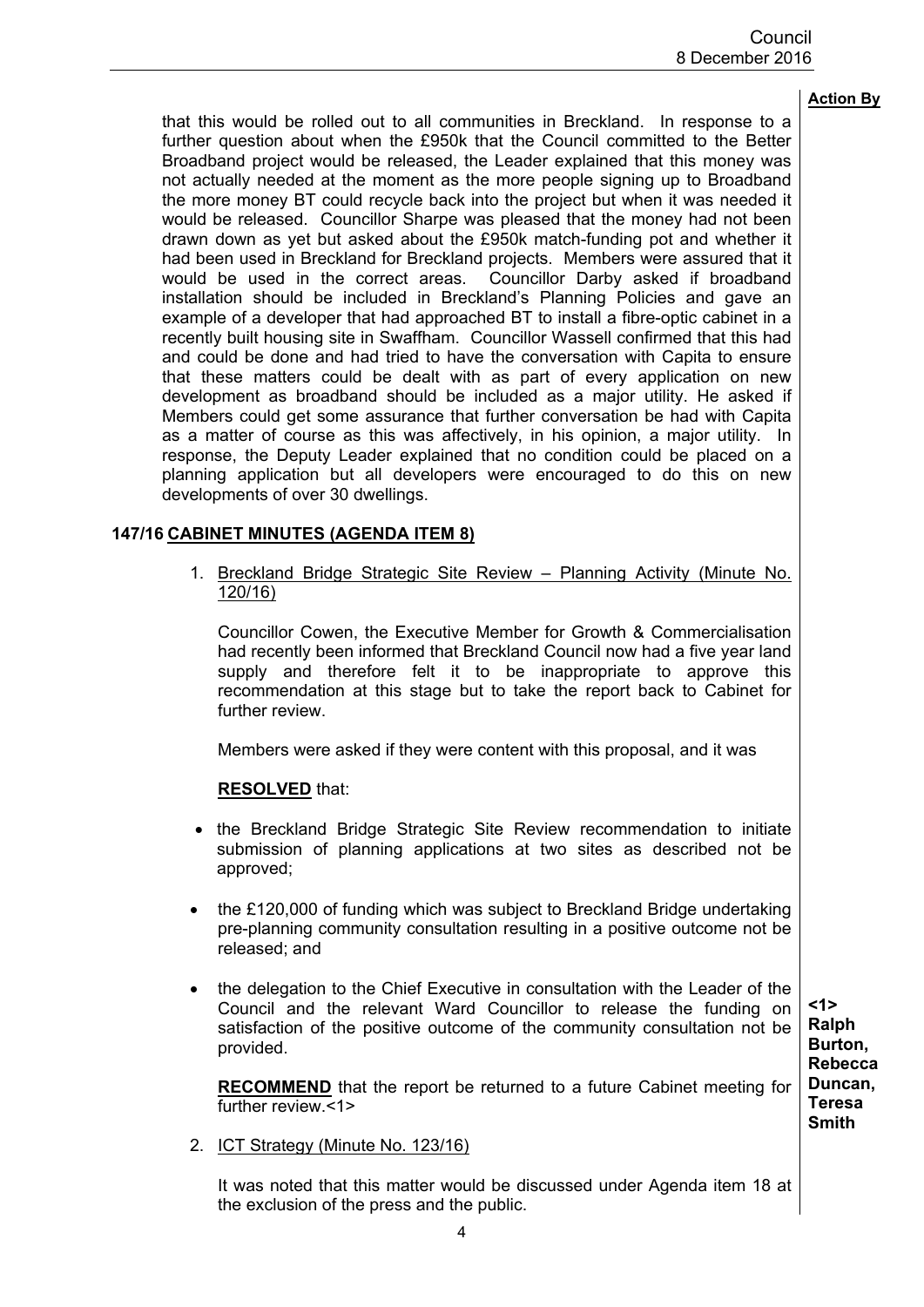**Action By**

that this would be rolled out to all communities in Breckland. In response to a further question about when the £950k that the Council committed to the Better Broadband project would be released, the Leader explained that this money was not actually needed at the moment as the more people signing up to Broadband the more money BT could recycle back into the project but when it was needed it would be released. Councillor Sharpe was pleased that the money had not been drawn down as yet but asked about the £950k match-funding pot and whether it had been used in Breckland for Breckland projects. Members were assured that it would be used in the correct areas. Councillor Darby asked if broadband installation should be included in Breckland's Planning Policies and gave an example of a developer that had approached BT to install a fibre-optic cabinet in a recently built housing site in Swaffham. Councillor Wassell confirmed that this had and could be done and had tried to have the conversation with Capita to ensure that these matters could be dealt with as part of every application on new development as broadband should be included as a major utility. He asked if Members could get some assurance that further conversation be had with Capita as a matter of course as this was affectively, in his opinion, a major utility. In response, the Deputy Leader explained that no condition could be placed on a planning application but all developers were encouraged to do this on new developments of over 30 dwellings.

## 147/16 CABINET MINUTES (AGENDA ITEM 8)

1. Breckland Bridge Strategic Site Review – Planning Activity (Minute No. 120/16)

   Councillor Cowen, the Executive Member for Growth & Commercialisation had recently been informed that Breckland Council now had a five year land supply and therefore felt it to be inappropriate to approve this recommendation at this stage but to take the report back to Cabinet for further review.

   Members were asked if they were content with this proposal, and it was

   **RESOLVED** that:

   - the Breckland Bridge Strategic Site Review recommendation to initiate submission of planning applications at two sites as described not be approved;
   - the £120,000 of funding which was subject to Breckland Bridge undertaking pre-planning community consultation resulting in a positive outcome not be released; and
   - the delegation to the Chief Executive in consultation with the Leader of the Council and the relevant Ward Councillor to release the funding on satisfaction of the positive outcome of the community consultation not be provided.

   **RECOMMEND** that the report be returned to a future Cabinet meeting for further review.<1>

   **<1> Ralph Burton, Rebecca Duncan, Teresa Smith**

2. ICT Strategy (Minute No. 123/16)

   It was noted that this matter would be discussed under Agenda item 18 at the exclusion of the press and the public.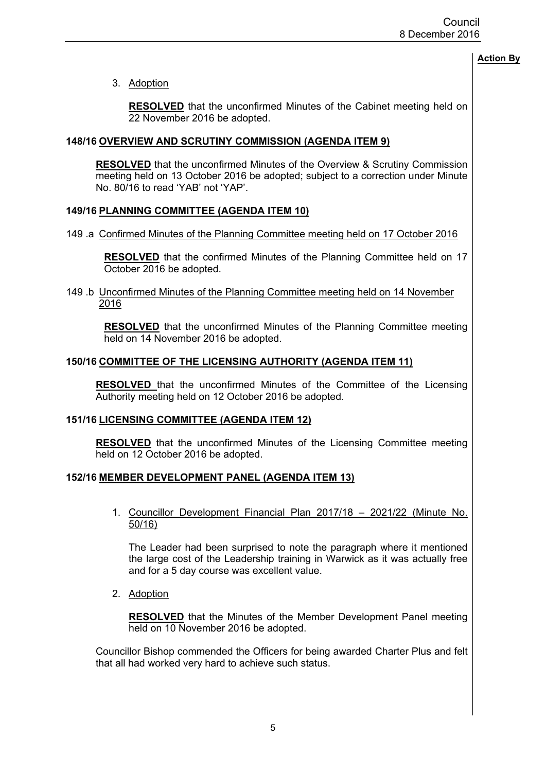**Action By**

3. Adoption

   **RESOLVED** that the unconfirmed Minutes of the Cabinet meeting held on 22 November 2016 be adopted.

### 148/16 OVERVIEW AND SCRUTINY COMMISSION (AGENDA ITEM 9)

**RESOLVED** that the unconfirmed Minutes of the Overview & Scrutiny Commission meeting held on 13 October 2016 be adopted; subject to a correction under Minute No. 80/16 to read 'YAB' not 'YAP'.

### 149/16 PLANNING COMMITTEE (AGENDA ITEM 10)

149 .a Confirmed Minutes of the Planning Committee meeting held on 17 October 2016

**RESOLVED** that the confirmed Minutes of the Planning Committee held on 17 October 2016 be adopted.

149 .b Unconfirmed Minutes of the Planning Committee meeting held on 14 November 2016

**RESOLVED** that the unconfirmed Minutes of the Planning Committee meeting held on 14 November 2016 be adopted.

### 150/16 COMMITTEE OF THE LICENSING AUTHORITY (AGENDA ITEM 11)

**RESOLVED** that the unconfirmed Minutes of the Committee of the Licensing Authority meeting held on 12 October 2016 be adopted.

### 151/16 LICENSING COMMITTEE (AGENDA ITEM 12)

**RESOLVED** that the unconfirmed Minutes of the Licensing Committee meeting held on 12 October 2016 be adopted.

### 152/16 MEMBER DEVELOPMENT PANEL (AGENDA ITEM 13)

1. Councillor Development Financial Plan 2017/18 – 2021/22 (Minute No. 50/16)

   The Leader had been surprised to note the paragraph where it mentioned the large cost of the Leadership training in Warwick as it was actually free and for a 5 day course was excellent value.

2. Adoption

   **RESOLVED** that the Minutes of the Member Development Panel meeting held on 10 November 2016 be adopted.

Councillor Bishop commended the Officers for being awarded Charter Plus and felt that all had worked very hard to achieve such status.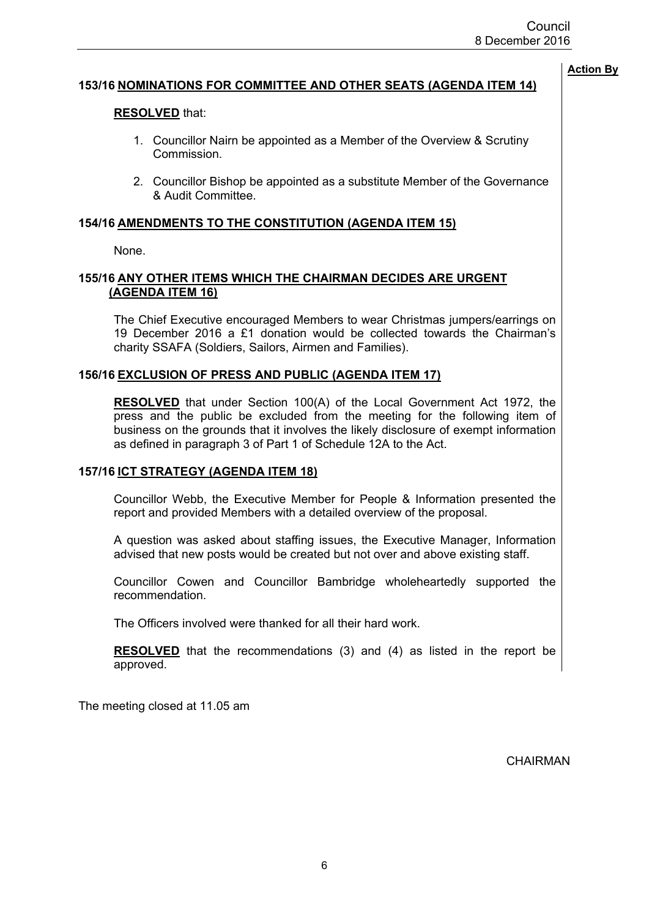**Action By**

**153/16 NOMINATIONS FOR COMMITTEE AND OTHER SEATS (AGENDA ITEM 14)**

**RESOLVED** that:

1. Councillor Nairn be appointed as a Member of the Overview & Scrutiny Commission.
2. Councillor Bishop be appointed as a substitute Member of the Governance & Audit Committee.

**154/16 AMENDMENTS TO THE CONSTITUTION (AGENDA ITEM 15)**

None.

**155/16 ANY OTHER ITEMS WHICH THE CHAIRMAN DECIDES ARE URGENT (AGENDA ITEM 16)**

The Chief Executive encouraged Members to wear Christmas jumpers/earrings on 19 December 2016 a £1 donation would be collected towards the Chairman's charity SSAFA (Soldiers, Sailors, Airmen and Families).

**156/16 EXCLUSION OF PRESS AND PUBLIC (AGENDA ITEM 17)**

**RESOLVED** that under Section 100(A) of the Local Government Act 1972, the press and the public be excluded from the meeting for the following item of business on the grounds that it involves the likely disclosure of exempt information as defined in paragraph 3 of Part 1 of Schedule 12A to the Act.

**157/16 ICT STRATEGY (AGENDA ITEM 18)**

Councillor Webb, the Executive Member for People & Information presented the report and provided Members with a detailed overview of the proposal.

A question was asked about staffing issues, the Executive Manager, Information advised that new posts would be created but not over and above existing staff.

Councillor Cowen and Councillor Bambridge wholeheartedly supported the recommendation.

The Officers involved were thanked for all their hard work.

**RESOLVED** that the recommendations (3) and (4) as listed in the report be approved.

The meeting closed at 11.05 am

CHAIRMAN